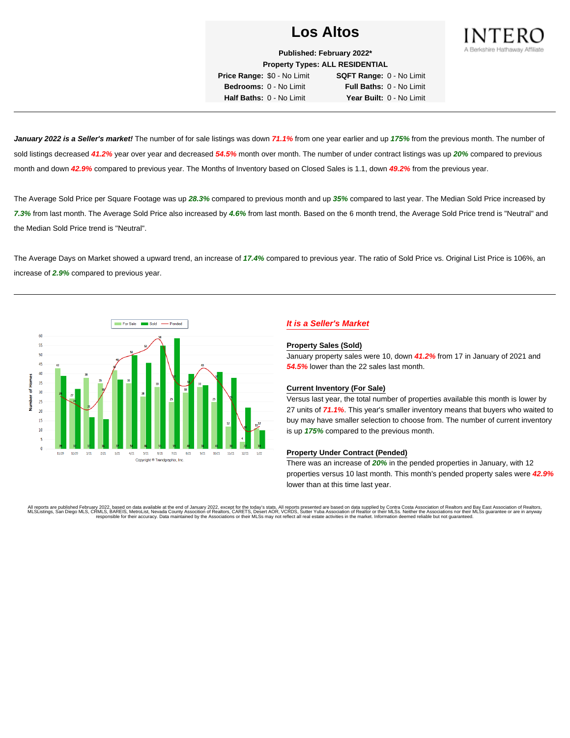# Los Altos

INTERO
A Berkshire Hathaway Affiliate

**Published: February 2022***

**Property Types: ALL RESIDENTIAL**

**Price Range:** $0 - No Limit **SQFT Range:** 0 - No Limit
**Bedrooms:** 0 - No Limit **Full Baths:** 0 - No Limit
**Half Baths:** 0 - No Limit **Year Built:** 0 - No Limit

---

***January 2022 is a Seller's market!*** The number of for sale listings was down ***71.1%*** from one year earlier and up ***175%*** from the previous month. The number of sold listings decreased ***41.2%*** year over year and decreased ***54.5%*** month over month. The number of under contract listings was up ***20%*** compared to previous month and down ***42.9%*** compared to previous year. The Months of Inventory based on Closed Sales is 1.1, down ***49.2%*** from the previous year.

The Average Sold Price per Square Footage was up ***28.3%*** compared to previous month and up ***35%*** compared to last year. The Median Sold Price increased by ***7.3%*** from last month. The Average Sold Price also increased by ***4.6%*** from last month. Based on the 6 month trend, the Average Sold Price trend is "Neutral" and the Median Sold Price trend is "Neutral".

The Average Days on Market showed a upward trend, an increase of ***17.4%*** compared to previous year. The ratio of Sold Price vs. Original List Price is 106%, an increase of ***2.9%*** compared to previous year.

---

| Month | For Sale | Sold | Pended |
|---|---|---|---|
| 11/20 | 43 | 39 | 28 |
| 12/20 | 27 | 32 | 25 |
| 1/21 | 38 | 17 | 21 |
| 2/21 | 35 | 16 | 30 |
| 3/21 | 42 | 37 | 46 |
| 4/21 | 35 | 50 | 50 |
| 5/21 | 28 | 46 | 53 |
| 6/21 | 33 | 55 | 58 |
| 7/21 | 25 | 59 | 37 |
| 8/21 | 30 | 40 | 34 |
| 9/21 | 33 | 34 | 43 |
| 10/21 | 25 | 41 | 37 |
| 11/21 | 12 | 38 | 29 |
| 12/21 | 4 | 22 | 10 |
| 1/22 | 11 | 10 | 12 |

Copyright ® Trendgraphix, Inc.

### *It is a Seller's Market*

**Property Sales (Sold)**

January property sales were 10, down ***41.2%*** from 17 in January of 2021 and ***54.5%*** lower than the 22 sales last month.

**Current Inventory (For Sale)**

Versus last year, the total number of properties available this month is lower by 27 units of ***71.1%***. This year's smaller inventory means that buyers who waited to buy may have smaller selection to choose from. The number of current inventory is up ***175%*** compared to the previous month.

**Property Under Contract (Pended)**

There was an increase of ***20%*** in the pended properties in January, with 12 properties versus 10 last month. This month's pended property sales were ***42.9%*** lower than at this time last year.

All reports are published February 2022, based on data available at the end of January 2022, except for the today's stats. All reports presented are based on data supplied by Contra Costa Association of Realtors and Bay East Association of Realtors, MLSListings, San Diego MLS, CRMLS, BAREIS, MetroList, Nevada County Association of Realtors, CARETS, Desert AOR, VCRDS, Sutter Yuba Association of Realtor or their MLSs. Neither the Associations nor their MLSs guarantee or are in anyway responsible for their accuracy. Data maintained by the Associations or their MLSs may not reflect all real estate activities in the market. Information deemed reliable but not guaranteed.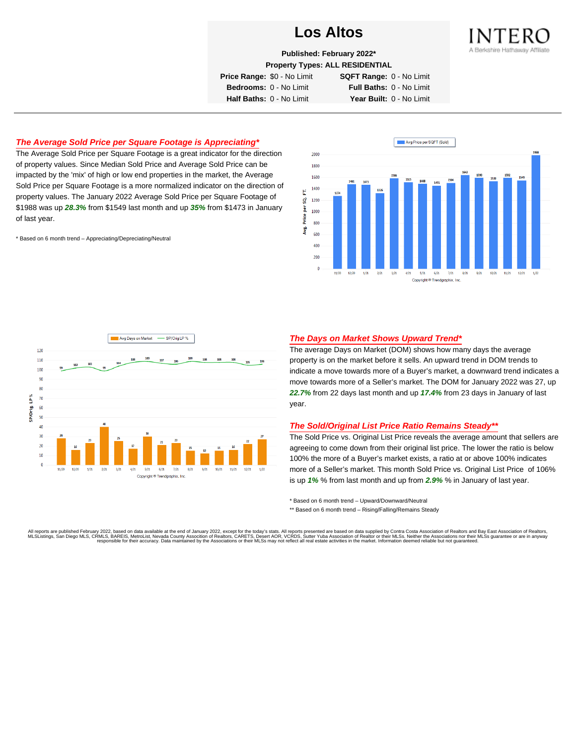# Los Altos

**Published: February 2022***

**Property Types: ALL RESIDENTIAL**

| | | | |
|---|---|---|---|
| **Price Range:** | $0 - No Limit | **SQFT Range:** | 0 - No Limit |
| **Bedrooms:** | 0 - No Limit | **Full Baths:** | 0 - No Limit |
| **Half Baths:** | 0 - No Limit | **Year Built:** | 0 - No Limit |

INTERO
A Berkshire Hathaway Affiliate

## *The Average Sold Price per Square Footage is Appreciating**

The Average Sold Price per Square Footage is a great indicator for the direction of property values. Since Median Sold Price and Average Sold Price can be impacted by the 'mix' of high or low end properties in the market, the Average Sold Price per Square Footage is a more normalized indicator on the direction of property values. The January 2022 Average Sold Price per Square Footage of $1988 was up ***28.3%*** from $1549 last month and up ***35%*** from $1473 in January of last year.

* Based on 6 month trend – Appreciating/Depreciating/Neutral

## *The Days on Market Shows Upward Trend**

The average Days on Market (DOM) shows how many days the average property is on the market before it sells. An upward trend in DOM trends to indicate a move towards more of a Buyer's market, a downward trend indicates a move towards more of a Seller's market. The DOM for January 2022 was 27, up ***22.7%*** from 22 days last month and up ***17.4%*** from 23 days in January of last year.

## *The Sold/Original List Price Ratio Remains Steady***

The Sold Price vs. Original List Price reveals the average amount that sellers are agreeing to come down from their original list price. The lower the ratio is below 100% the more of a Buyer's market exists, a ratio at or above 100% indicates more of a Seller's market. This month Sold Price vs. Original List Price of 106% is up ***1%*** % from last month and up from ***2.9%*** % in January of last year.

* Based on 6 month trend – Upward/Downward/Neutral

** Based on 6 month trend – Rising/Falling/Remains Steady

All reports are published February 2022, based on data available at the end of January 2022, except for the today's stats. All reports presented are based on data supplied by Contra Costa Association of Realtors and Bay East Association of Realtors, MLSListings, San Diego MLS, CRMLS, BAREIS, MetroList, Nevada County Association of Realtors, CARETS, Desert AOR, VCRDS, Sutter Yuba Association of Realtor or their MLSs. Neither the Associations nor their MLSs guarantee or are in anyway responsible for their accuracy. Data maintained by the Associations or their MLSs may not reflect all real estate activities in the market. Information deemed reliable but not guaranteed.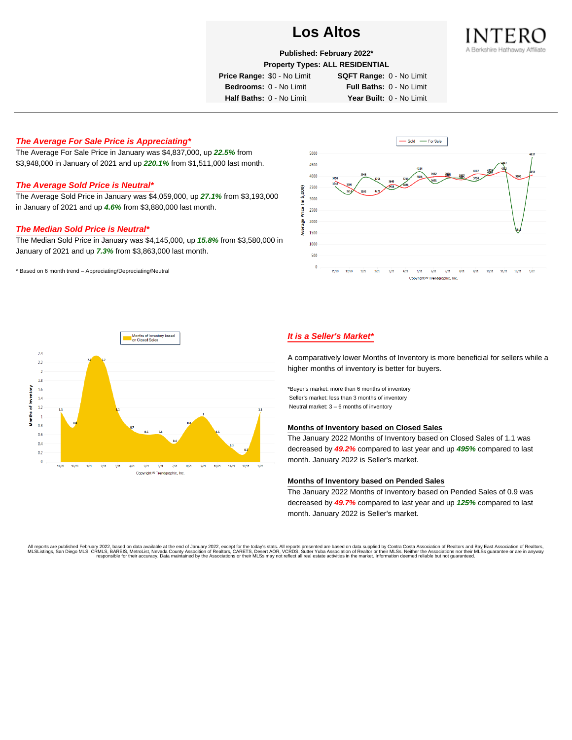# Los Altos

**Published: February 2022***
**Property Types: ALL RESIDENTIAL**

| | | | |
|---|---|---|---|
| **Price Range:** | $0 - No Limit | **SQFT Range:** | 0 - No Limit |
| **Bedrooms:** | 0 - No Limit | **Full Baths:** | 0 - No Limit |
| **Half Baths:** | 0 - No Limit | **Year Built:** | 0 - No Limit |

INTERO
A Berkshire Hathaway Affiliate

### *The Average For Sale Price is Appreciating**

The Average For Sale Price in January was $4,837,000, up ***22.5%*** from $3,948,000 in January of 2021 and up ***220.1%*** from $1,511,000 last month.

### *The Average Sold Price is Neutral**

The Average Sold Price in January was $4,059,000, up ***27.1%*** from $3,193,000 in January of 2021 and up ***4.6%*** from $3,880,000 last month.

### *The Median Sold Price is Neutral**

The Median Sold Price in January was $4,145,000, up ***15.8%*** from $3,580,000 in January of 2021 and up ***7.3%*** from $3,863,000 last month.

* Based on 6 month trend – Appreciating/Depreciating/Neutral

### *It is a Seller's Market**

A comparatively lower Months of Inventory is more beneficial for sellers while a higher months of inventory is better for buyers.

*Buyer's market: more than 6 months of inventory
Seller's market: less than 3 months of inventory
Neutral market: 3 – 6 months of inventory

#### Months of Inventory based on Closed Sales

The January 2022 Months of Inventory based on Closed Sales of 1.1 was decreased by ***49.2%*** compared to last year and up ***495%*** compared to last month. January 2022 is Seller's market.

#### Months of Inventory based on Pended Sales

The January 2022 Months of Inventory based on Pended Sales of 0.9 was decreased by ***49.7%*** compared to last year and up ***125%*** compared to last month. January 2022 is Seller's market.

All reports are published February 2022, based on data available at the end of January 2022, except for the today's stats. All reports presented are based on data supplied by Contra Costa Association of Realtors and Bay East Association of Realtors, MLSListings, San Diego MLS, CRMLS, BAREIS, MetroList, Nevada County Association of Realtors, CARETS, Desert AOR, VCRDS, Sutter Yuba Association of Realtor or their MLSs. Neither the Associations nor their MLSs guarantee or are in anyway responsible for their accuracy. Data maintained by the Associations or their MLSs may not reflect all real estate activities in the market. Information deemed reliable but not guaranteed.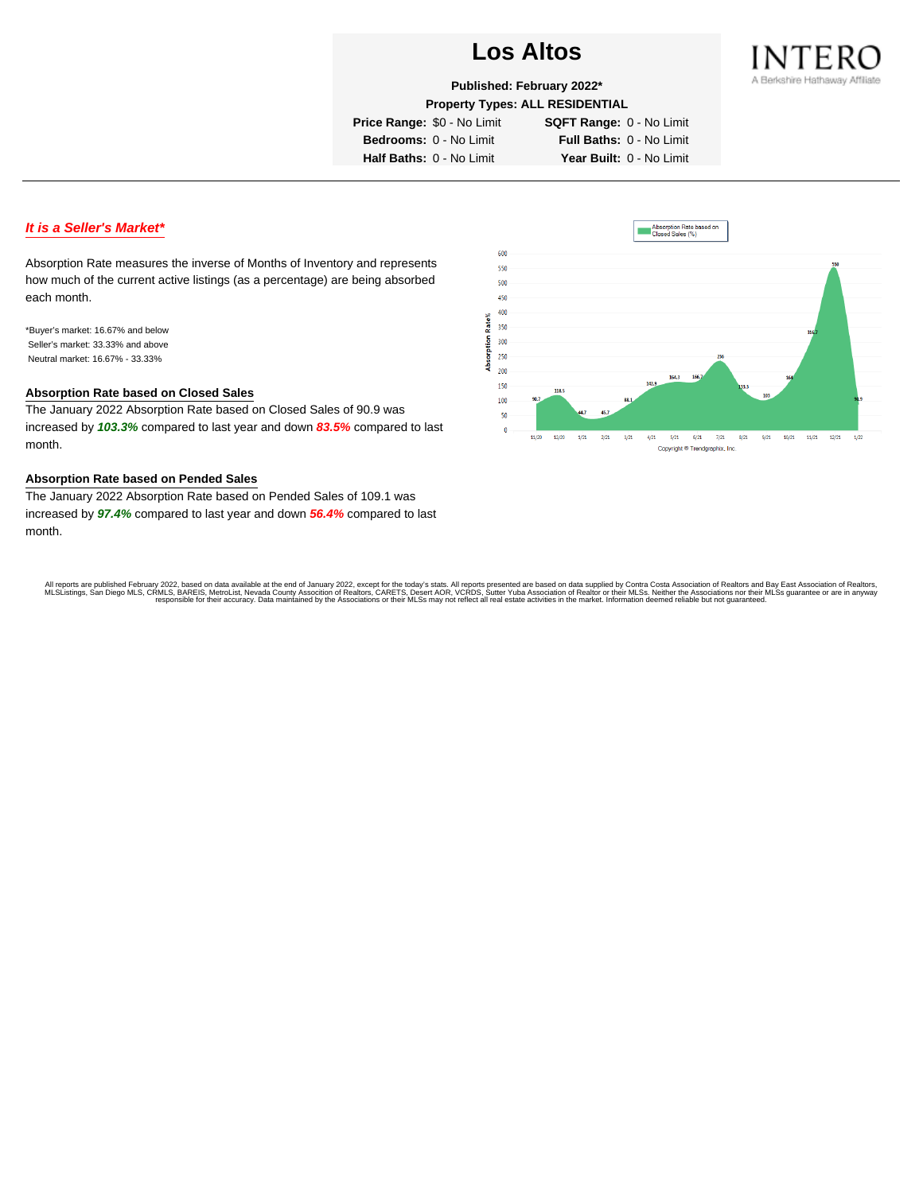# Los Altos

**Published: February 2022***

**Property Types: ALL RESIDENTIAL**

**Price Range:** $0 - No Limit **SQFT Range:** 0 - No Limit
**Bedrooms:** 0 - No Limit **Full Baths:** 0 - No Limit
**Half Baths:** 0 - No Limit **Year Built:** 0 - No Limit

INTERO
A Berkshire Hathaway Affiliate

---

***It is a Seller's Market****

Absorption Rate measures the inverse of Months of Inventory and represents how much of the current active listings (as a percentage) are being absorbed each month.

*Buyer's market: 16.67% and below
Seller's market: 33.33% and above
Neutral market: 16.67% - 33.33%

**Absorption Rate based on Closed Sales**

The January 2022 Absorption Rate based on Closed Sales of 90.9 was increased by ***103.3%*** compared to last year and down ***83.5%*** compared to last month.

**Absorption Rate based on Pended Sales**

The January 2022 Absorption Rate based on Pended Sales of 109.1 was increased by ***97.4%*** compared to last year and down ***56.4%*** compared to last month.

Absorption Rate based on Closed Sales (%)

Absorption Rate%

0, 50, 100, 150, 200, 250, 300, 350, 400, 450, 500, 550, 600

90.7, 118.5, 44.7, 45.7, 88.1, 142.9, 164.3, 166.7, 236, 133.5, 103, 164, 316.7, 550, 90.9

11/20, 12/20, 1/21, 2/21, 3/21, 4/21, 5/21, 6/21, 7/21, 8/21, 9/21, 10/21, 11/21, 12/21, 1/22

Copyright ® Trendgraphix, Inc.

All reports are published February 2022, based on data available at the end of January 2022, except for the today's stats. All reports presented are based on data supplied by Contra Costa Association of Realtors and Bay East Association of Realtors, MLSListings, San Diego MLS, CRMLS, BAREIS, MetroList, Nevada County Assocition of Realtors, CARETS, Desert AOR, VCRDS, Sutter Yuba Association of Realtor or their MLSs. Neither the Associations nor their MLSs guarantee or are in anyway responsible for their accuracy. Data maintained by the Associations or their MLSs may not reflect all real estate activities in the market. Information deemed reliable but not guaranteed.